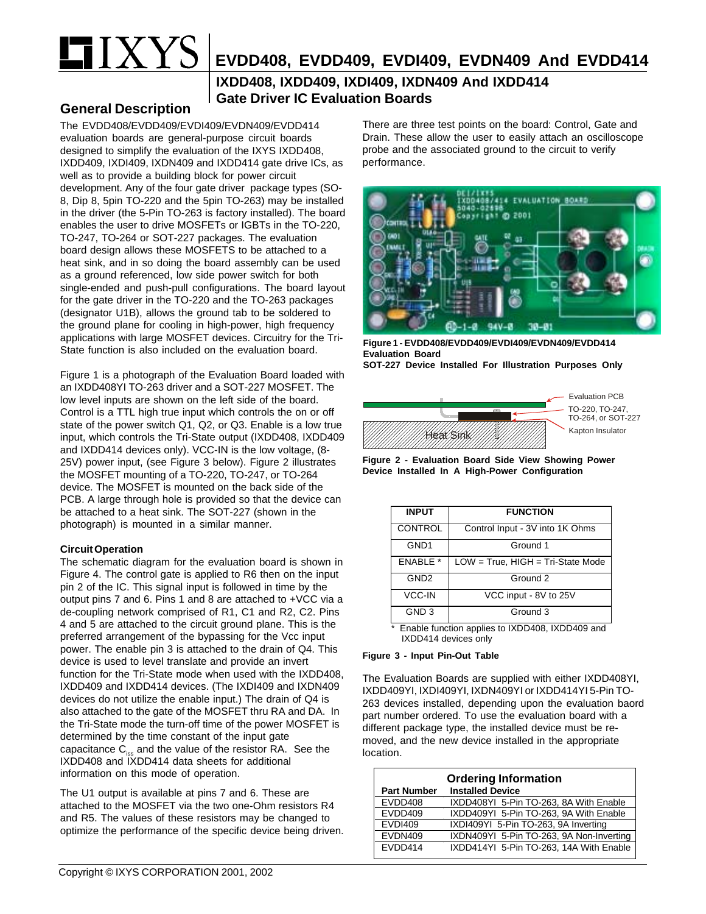# EVDD408, EVDD409, EVDI409, EVDN409 And EVDD414

## IXDD408, IXDD409, IXDI409, IXDN409 And IXDD414 Gate Driver IC Evaluation Boards

## General Description

The EVDD408/EVDD409/EVDI409/EVDN409/EVDD414 evaluation boards are general-purpose circuit boards designed to simplify the evaluation of the IXYS IXDD408, IXDD409, IXDI409, IXDN409 and IXDD414 gate drive ICs, as well as to provide a building block for power circuit development. Any of the four gate driver package types (SO-8, Dip 8, 5pin TO-220 and the 5pin TO-263) may be installed in the driver (the 5-Pin TO-263 is factory installed). The board enables the user to drive MOSFETs or IGBTs in the TO-220, TO-247, TO-264 or SOT-227 packages. The evaluation board design allows these MOSFETS to be attached to a heat sink, and in so doing the board assembly can be used as a ground referenced, low side power switch for both single-ended and push-pull configurations. The board layout for the gate driver in the TO-220 and the TO-263 packages (designator U1B), allows the ground tab to be soldered to the ground plane for cooling in high-power, high frequency applications with large MOSFET devices. Circuitry for the Tri-State function is also included on the evaluation board.

Figure 1 is a photograph of the Evaluation Board loaded with an IXDD408YI TO-263 driver and a SOT-227 MOSFET. The low level inputs are shown on the left side of the board. Control is a TTL high true input which controls the on or off state of the power switch Q1, Q2, or Q3. Enable is a low true input, which controls the Tri-State output (IXDD408, IXDD409 and IXDD414 devices only). VCC-IN is the low voltage, (8-25V) power input, (see Figure 3 below). Figure 2 illustrates the MOSFET mounting of a TO-220, TO-247, or TO-264 device. The MOSFET is mounted on the back side of the PCB. A large through hole is provided so that the device can be attached to a heat sink. The SOT-227 (shown in the photograph) is mounted in a similar manner.

### Circuit Operation

The schematic diagram for the evaluation board is shown in Figure 4. The control gate is applied to R6 then on the input pin 2 of the IC. This signal input is followed in time by the output pins 7 and 6. Pins 1 and 8 are attached to +VCC via a de-coupling network comprised of R1, C1 and R2, C2. Pins 4 and 5 are attached to the circuit ground plane. This is the preferred arrangement of the bypassing for the Vcc input power. The enable pin 3 is attached to the drain of Q4. This device is used to level translate and provide an invert function for the Tri-State mode when used with the IXDD408, IXDD409 and IXDD414 devices. (The IXDI409 and IXDN409 devices do not utilize the enable input.) The drain of Q4 is also attached to the gate of the MOSFET thru RA and DA. In the Tri-State mode the turn-off time of the power MOSFET is determined by the time constant of the input gate capacitance $C_{iss}$ and the value of the resistor RA. See the IXDD408 and IXDD414 data sheets for additional information on this mode of operation.

The U1 output is available at pins 7 and 6. These are attached to the MOSFET via the two one-Ohm resistors R4 and R5. The values of these resistors may be changed to optimize the performance of the specific device being driven.

There are three test points on the board: Control, Gate and Drain. These allow the user to easily attach an oscilloscope probe and the associated ground to the circuit to verify performance.

**Figure 1 - EVDD408/EVDD409/EVDI409/EVDN409/EVDD414 Evaluation Board**
**SOT-227 Device Installed For Illustration Purposes Only**

Evaluation PCB
TO-220, TO-247, TO-264, or SOT-227
Kapton Insulator
Heat Sink

**Figure 2 - Evaluation Board Side View Showing Power Device Installed In A High-Power Configuration**

| INPUT | FUNCTION |
|---|---|
| CONTROL | Control Input - 3V into 1K Ohms |
| GND1 | Ground 1 |
| ENABLE * | LOW = True, HIGH = Tri-State Mode |
| GND2 | Ground 2 |
| VCC-IN | VCC input - 8V to 25V |
| GND 3 | Ground 3 |

\* Enable function applies to IXDD408, IXDD409 and IXDD414 devices only

**Figure 3 - Input Pin-Out Table**

The Evaluation Boards are supplied with either IXDD408YI, IXDD409YI, IXDI409YI, IXDN409YI or IXDD414YI 5-Pin TO-263 devices installed, depending upon the evaluation baord part number ordered. To use the evaluation board with a different package type, the installed device must be re-moved, and the new device installed in the appropriate location.

**Ordering Information**

| Part Number | Installed Device |
|---|---|
| EVDD408 | IXDD408YI 5-Pin TO-263, 8A With Enable |
| EVDD409 | IXDD409YI 5-Pin TO-263, 9A With Enable |
| EVDI409 | IXDI409YI 5-Pin TO-263, 9A Inverting |
| EVDN409 | IXDN409YI 5-Pin TO-263, 9A Non-Inverting |
| EVDD414 | IXDD414YI 5-Pin TO-263, 14A With Enable |

Copyright © IXYS CORPORATION 2001, 2002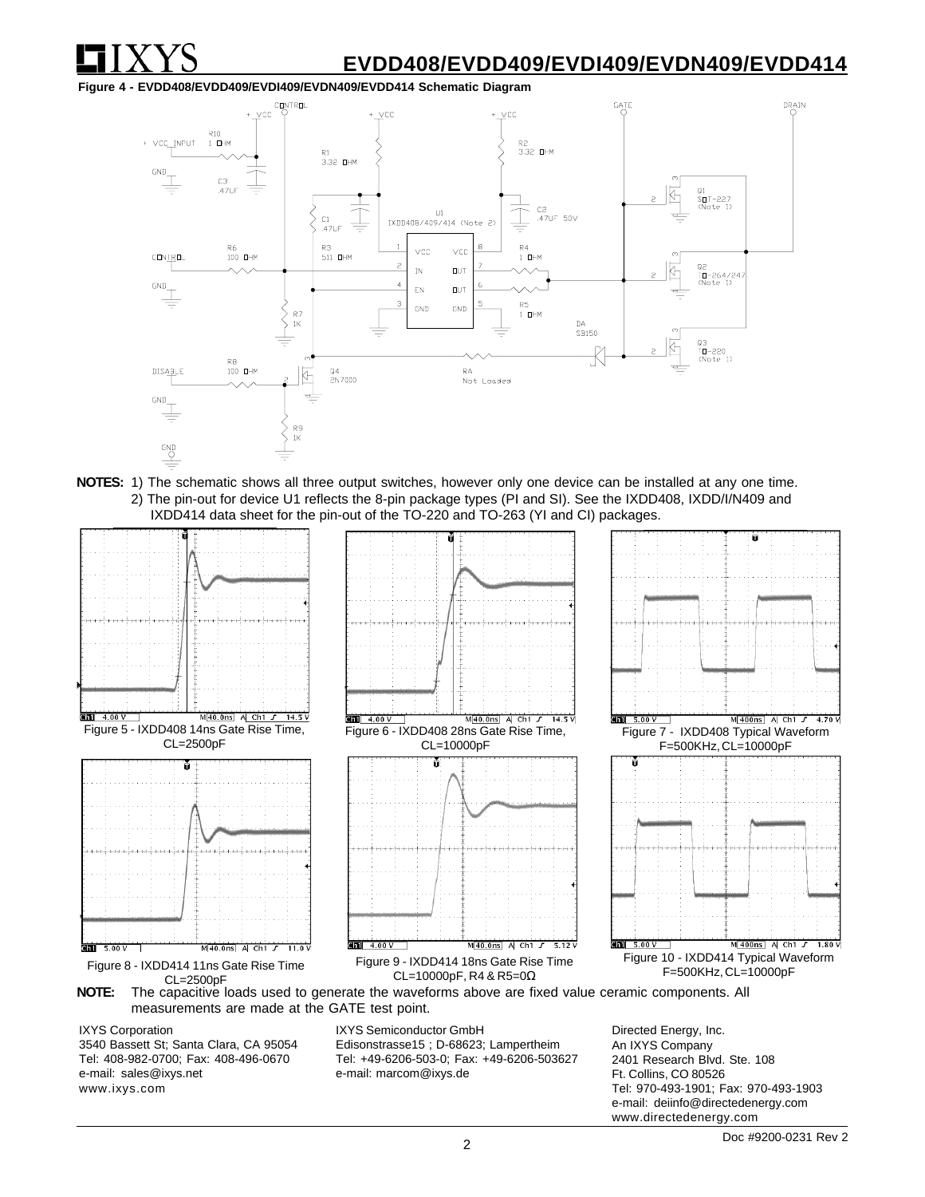**Figure 4 - EVDD408/EVDD409/EVDI409/EVDN409/EVDD414 Schematic Diagram**

CONTROL
+_VCC
+_VCC
+_VCC
GATE
DRAIN
+ VCC_INPUT
R10
1 OHM
C3
.47UF
GND
R1
3.32 OHM
R2
3.32 OHM
C1
.47UF
U1
IXDD408/409/414 (Note 2)
C2
.47UF 50V
Q1
SOT-227
(Note 1)
R6
100 OHM
CONTROL
R3
511 OHM
VCC
VCC
IN
OUT
EN
OUT
GND
GND
R4
1 OHM
R5
1 OHM
Q2
TO-264/247
(Note 1)
GND
R7
1K
DA
SB150
Q3
TO-220
(Note 1)
R8
100 OHM
DISABLE
Q4
2N7000
RA
Not Loaded
GND
R9
1K
GND

**NOTES:** 1) The schematic shows all three output switches, however only one device can be installed at any one time.
2) The pin-out for device U1 reflects the 8-pin package types (PI and SI). See the IXDD408, IXDD/I/N409 and IXDD414 data sheet for the pin-out of the TO-220 and TO-263 (YI and CI) packages.

Ch1 4.00 V M 40.0ns A Ch1 14.5 V

Figure 5 - IXDD408 14ns Gate Rise Time, CL=2500pF

Ch1 4.00 V M 40.0ns A Ch1 14.5 V

Figure 6 - IXDD408 28ns Gate Rise Time, CL=10000pF

Ch1 5.00 V M 400ns A Ch1 4.70 V

Figure 7 - IXDD408 Typical Waveform F=500KHz, CL=10000pF

Ch1 5.00 V M 40.0ns A Ch1 11.0 V

Figure 8 - IXDD414 11ns Gate Rise Time CL=2500pF

Ch1 4.00 V M 40.0ns A Ch1 5.12 V

Figure 9 - IXDD414 18ns Gate Rise Time CL=10000pF, R4 & R5=0Ω

Ch1 5.00 V M 400ns A Ch1 1.80 V

Figure 10 - IXDD414 Typical Waveform F=500KHz, CL=10000pF

**NOTE:** The capacitive loads used to generate the waveforms above are fixed value ceramic components. All measurements are made at the GATE test point.

IXYS Corporation
3540 Bassett St; Santa Clara, CA 95054
Tel: 408-982-0700; Fax: 408-496-0670
e-mail: sales@ixys.net
www.ixys.com

IXYS Semiconductor GmbH
Edisonstrasse15 ; D-68623; Lampertheim
Tel: +49-6206-503-0; Fax: +49-6206-503627
e-mail: marcom@ixys.de

Directed Energy, Inc.
An IXYS Company
2401 Research Blvd. Ste. 108
Ft. Collins, CO 80526
Tel: 970-493-1901; Fax: 970-493-1903
e-mail: deiinfo@directedenergy.com
www.directedenergy.com

Doc #9200-0231 Rev 2